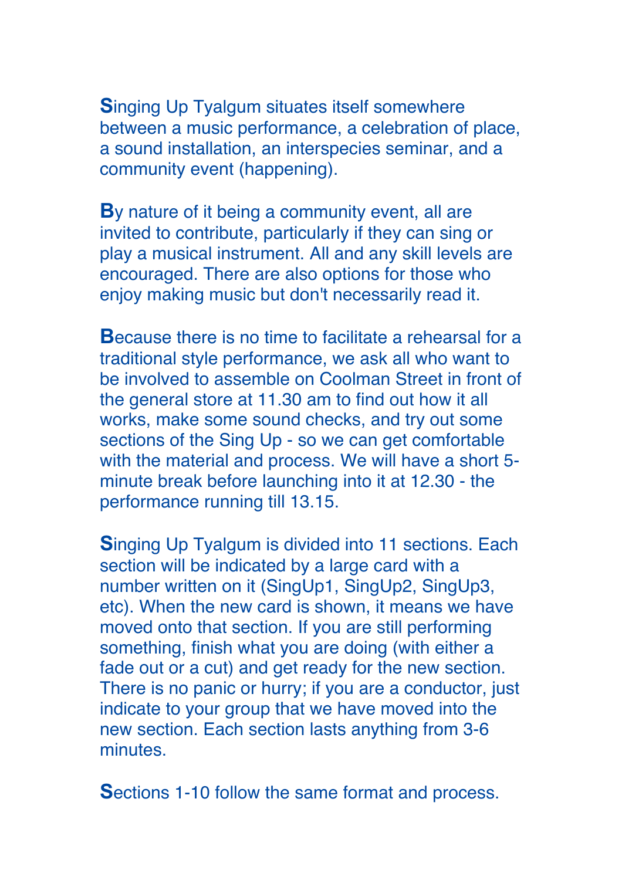**S**inging Up Tyalgum situates itself somewhere between a music performance, a celebration of place, a sound installation, an interspecies seminar, and a community event (happening).

**B**y nature of it being a community event, all are invited to contribute, particularly if they can sing or play a musical instrument. All and any skill levels are encouraged. There are also options for those who enjoy making music but don't necessarily read it.

**B**ecause there is no time to facilitate a rehearsal for a traditional style performance, we ask all who want to be involved to assemble on Coolman Street in front of the general store at 11.30 am to find out how it all works, make some sound checks, and try out some sections of the Sing Up - so we can get comfortable with the material and process. We will have a short 5-minute break before launching into it at 12.30 - the performance running till 13.15.

**S**inging Up Tyalgum is divided into 11 sections. Each section will be indicated by a large card with a number written on it (SingUp1, SingUp2, SingUp3, etc). When the new card is shown, it means we have moved onto that section. If you are still performing something, finish what you are doing (with either a fade out or a cut) and get ready for the new section. There is no panic or hurry; if you are a conductor, just indicate to your group that we have moved into the new section. Each section lasts anything from 3-6 minutes.

**S**ections 1-10 follow the same format and process.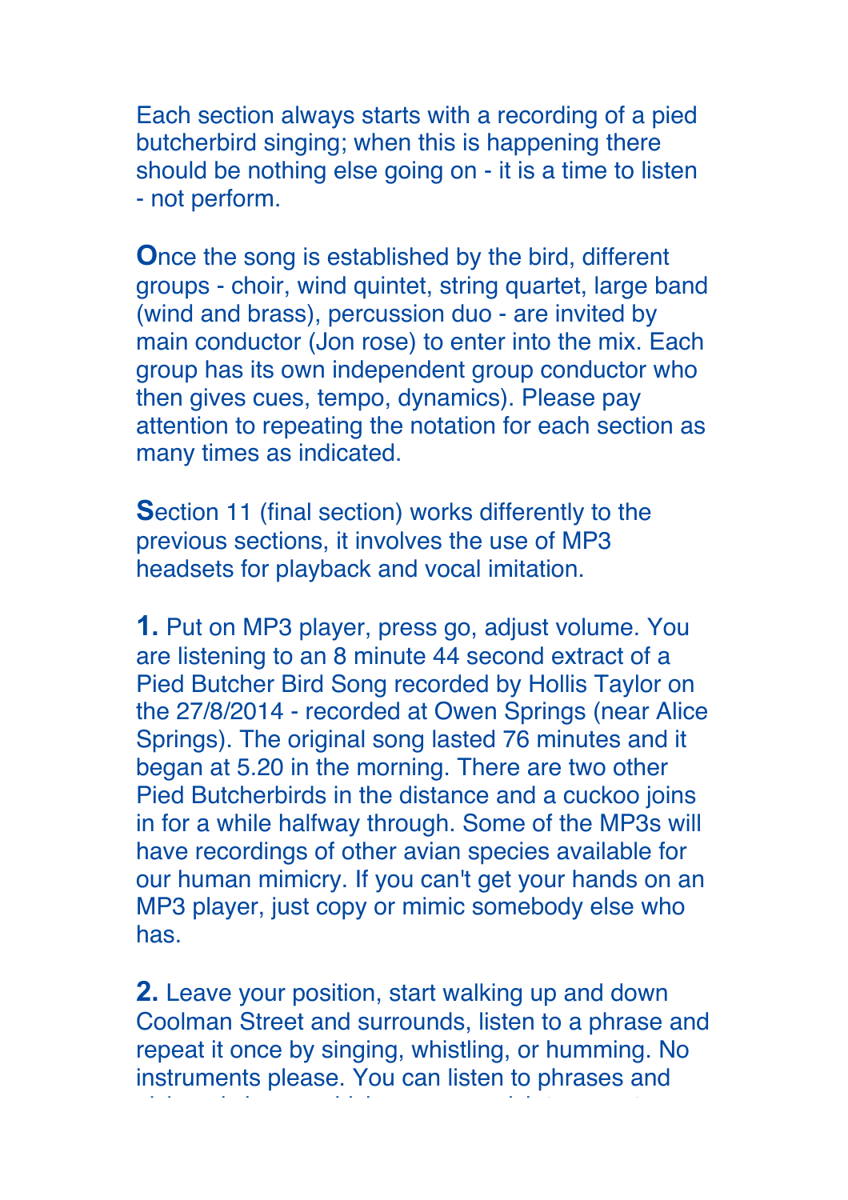Each section always starts with a recording of a pied butcherbird singing; when this is happening there should be nothing else going on - it is a time to listen - not perform.

**O**nce the song is established by the bird, different groups - choir, wind quintet, string quartet, large band (wind and brass), percussion duo - are invited by main conductor (Jon rose) to enter into the mix. Each group has its own independent group conductor who then gives cues, tempo, dynamics). Please pay attention to repeating the notation for each section as many times as indicated.

**S**ection 11 (final section) works differently to the previous sections, it involves the use of MP3 headsets for playback and vocal imitation.

**1.** Put on MP3 player, press go, adjust volume. You are listening to an 8 minute 44 second extract of a Pied Butcher Bird Song recorded by Hollis Taylor on the 27/8/2014 - recorded at Owen Springs (near Alice Springs). The original song lasted 76 minutes and it began at 5.20 in the morning. There are two other Pied Butcherbirds in the distance and a cuckoo joins in for a while halfway through. Some of the MP3s will have recordings of other avian species available for our human mimicry. If you can't get your hands on an MP3 player, just copy or mimic somebody else who has.

**2.** Leave your position, start walking up and down Coolman Street and surrounds, listen to a phrase and repeat it once by singing, whistling, or humming. No instruments please. You can listen to phrases and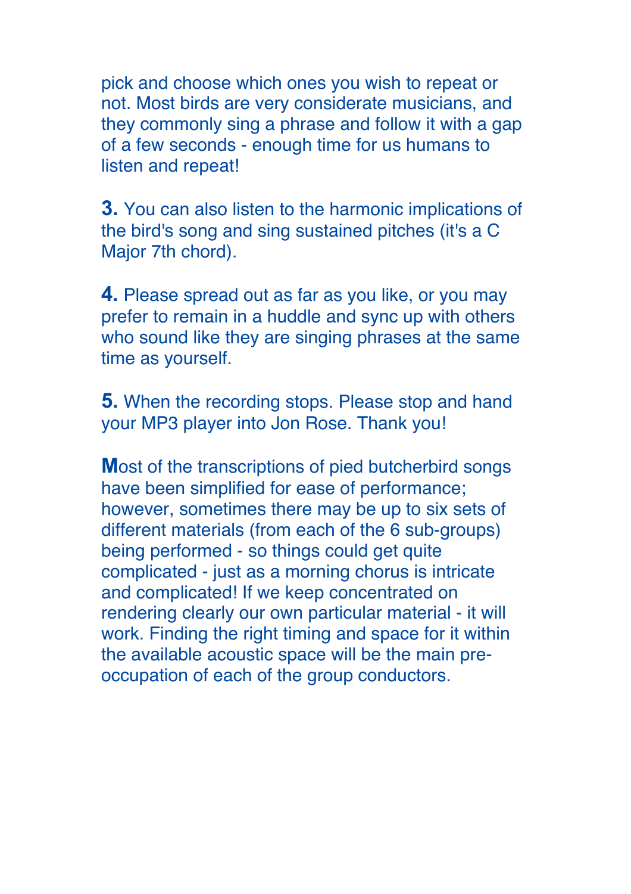pick and choose which ones you wish to repeat or not. Most birds are very considerate musicians, and they commonly sing a phrase and follow it with a gap of a few seconds - enough time for us humans to listen and repeat!

**3.** You can also listen to the harmonic implications of the bird's song and sing sustained pitches (it's a C Major 7th chord).

**4.** Please spread out as far as you like, or you may prefer to remain in a huddle and sync up with others who sound like they are singing phrases at the same time as yourself.

**5.** When the recording stops. Please stop and hand your MP3 player into Jon Rose. Thank you!

**M**ost of the transcriptions of pied butcherbird songs have been simplified for ease of performance; however, sometimes there may be up to six sets of different materials (from each of the 6 sub-groups) being performed - so things could get quite complicated - just as a morning chorus is intricate and complicated! If we keep concentrated on rendering clearly our own particular material - it will work. Finding the right timing and space for it within the available acoustic space will be the main pre-occupation of each of the group conductors.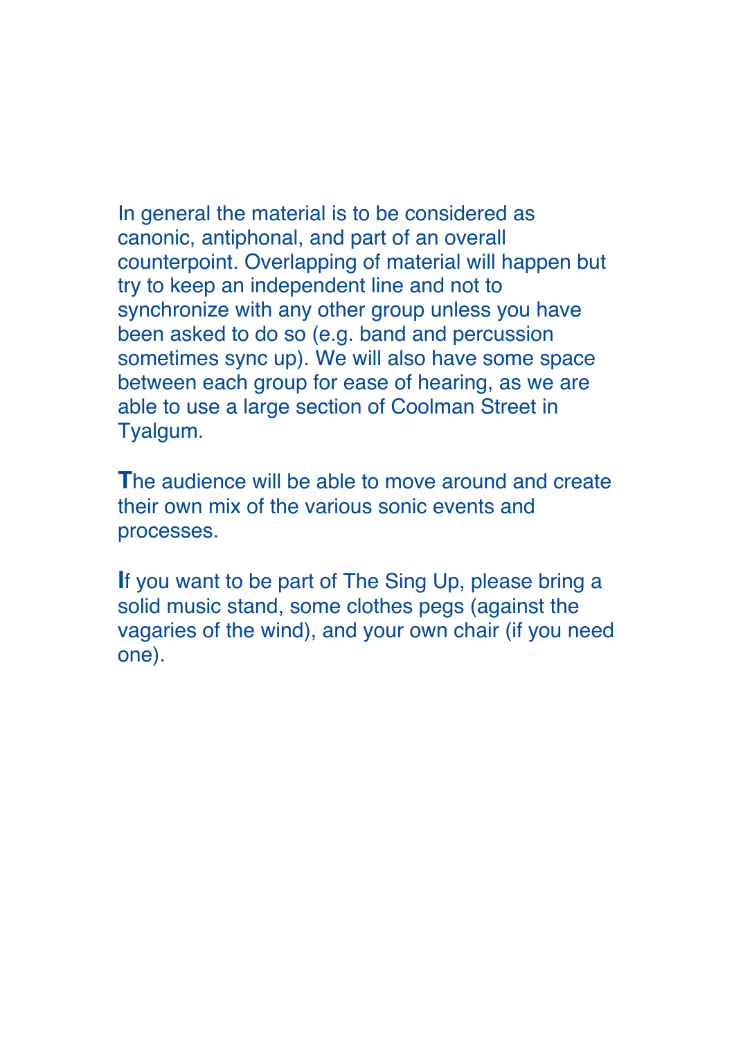In general the material is to be considered as canonic, antiphonal, and part of an overall counterpoint. Overlapping of material will happen but try to keep an independent line and not to synchronize with any other group unless you have been asked to do so (e.g. band and percussion sometimes sync up). We will also have some space between each group for ease of hearing, as we are able to use a large section of Coolman Street in Tyalgum.

**T**he audience will be able to move around and create their own mix of the various sonic events and processes.

**I**f you want to be part of The Sing Up, please bring a solid music stand, some clothes pegs (against the vagaries of the wind), and your own chair (if you need one).